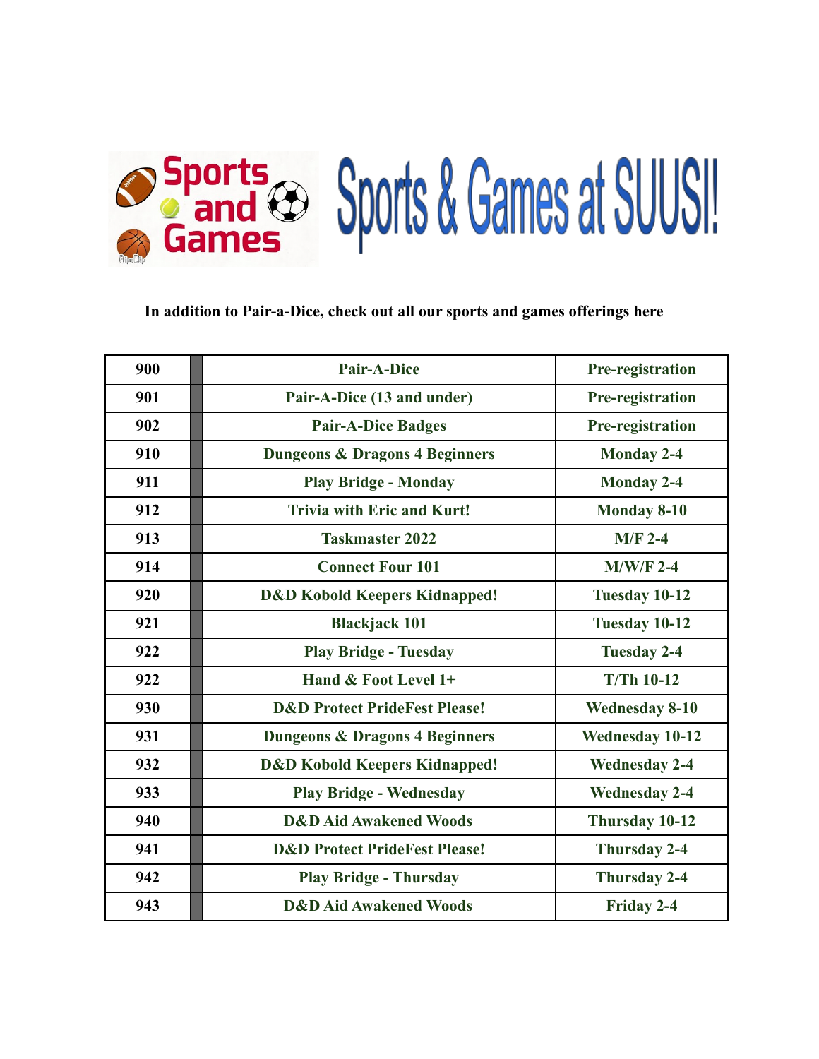# Sports & Games at SUUSI!

**In addition to Pair-a-Dice, check out all our sports and games offerings here**

| | | |
|---|---|---|
| 900 | Pair-A-Dice | Pre-registration |
| 901 | Pair-A-Dice (13 and under) | Pre-registration |
| 902 | Pair-A-Dice Badges | Pre-registration |
| 910 | Dungeons & Dragons 4 Beginners | Monday 2-4 |
| 911 | Play Bridge - Monday | Monday 2-4 |
| 912 | Trivia with Eric and Kurt! | Monday 8-10 |
| 913 | Taskmaster 2022 | M/F 2-4 |
| 914 | Connect Four 101 | M/W/F 2-4 |
| 920 | D&D Kobold Keepers Kidnapped! | Tuesday 10-12 |
| 921 | Blackjack 101 | Tuesday 10-12 |
| 922 | Play Bridge - Tuesday | Tuesday 2-4 |
| 922 | Hand & Foot Level 1+ | T/Th 10-12 |
| 930 | D&D Protect PrideFest Please! | Wednesday 8-10 |
| 931 | Dungeons & Dragons 4 Beginners | Wednesday 10-12 |
| 932 | D&D Kobold Keepers Kidnapped! | Wednesday 2-4 |
| 933 | Play Bridge - Wednesday | Wednesday 2-4 |
| 940 | D&D Aid Awakened Woods | Thursday 10-12 |
| 941 | D&D Protect PrideFest Please! | Thursday 2-4 |
| 942 | Play Bridge - Thursday | Thursday 2-4 |
| 943 | D&D Aid Awakened Woods | Friday 2-4 |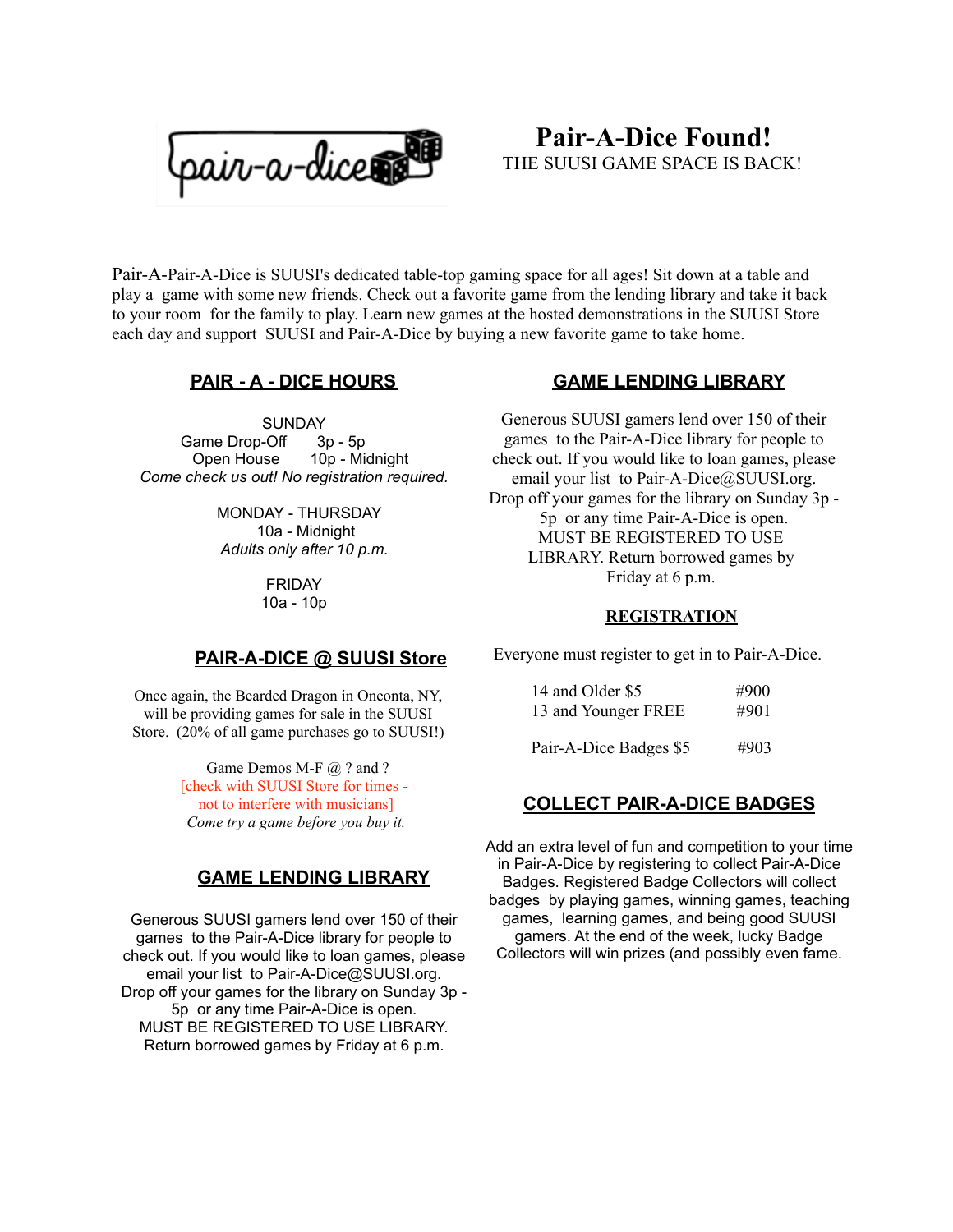# Pair-A-Dice Found!

THE SUUSI GAME SPACE IS BACK!

Pair-A-Pair-A-Dice is SUUSI's dedicated table-top gaming space for all ages! Sit down at a table and play a game with some new friends. Check out a favorite game from the lending library and take it back to your room for the family to play. Learn new games at the hosted demonstrations in the SUUSI Store each day and support SUUSI and Pair-A-Dice by buying a new favorite game to take home.

## PAIR - A - DICE HOURS

SUNDAY
Game Drop-Off 3p - 5p
Open House 10p - Midnight
*Come check us out! No registration required.*

MONDAY - THURSDAY
10a - Midnight
*Adults only after 10 p.m.*

FRIDAY
10a - 10p

## PAIR-A-DICE @ SUUSI Store

Once again, the Bearded Dragon in Oneonta, NY, will be providing games for sale in the SUUSI Store. (20% of all game purchases go to SUUSI!)

Game Demos M-F @ ? and ?
[check with SUUSI Store for times - not to interfere with musicians]
*Come try a game before you buy it.*

## GAME LENDING LIBRARY

Generous SUUSI gamers lend over 150 of their games to the Pair-A-Dice library for people to check out. If you would like to loan games, please email your list to Pair-A-Dice@SUUSI.org. Drop off your games for the library on Sunday 3p - 5p or any time Pair-A-Dice is open. MUST BE REGISTERED TO USE LIBRARY. Return borrowed games by Friday at 6 p.m.

## GAME LENDING LIBRARY

Generous SUUSI gamers lend over 150 of their games to the Pair-A-Dice library for people to check out. If you would like to loan games, please email your list to Pair-A-Dice@SUUSI.org. Drop off your games for the library on Sunday 3p - 5p or any time Pair-A-Dice is open. MUST BE REGISTERED TO USE LIBRARY. Return borrowed games by Friday at 6 p.m.

### REGISTRATION

Everyone must register to get in to Pair-A-Dice.

| | |
|---|---|
| 14 and Older $5 | #900 |
| 13 and Younger FREE | #901 |
| Pair-A-Dice Badges $5 | #903 |

## COLLECT PAIR-A-DICE BADGES

Add an extra level of fun and competition to your time in Pair-A-Dice by registering to collect Pair-A-Dice Badges. Registered Badge Collectors will collect badges by playing games, winning games, teaching games, learning games, and being good SUUSI gamers. At the end of the week, lucky Badge Collectors will win prizes (and possibly even fame.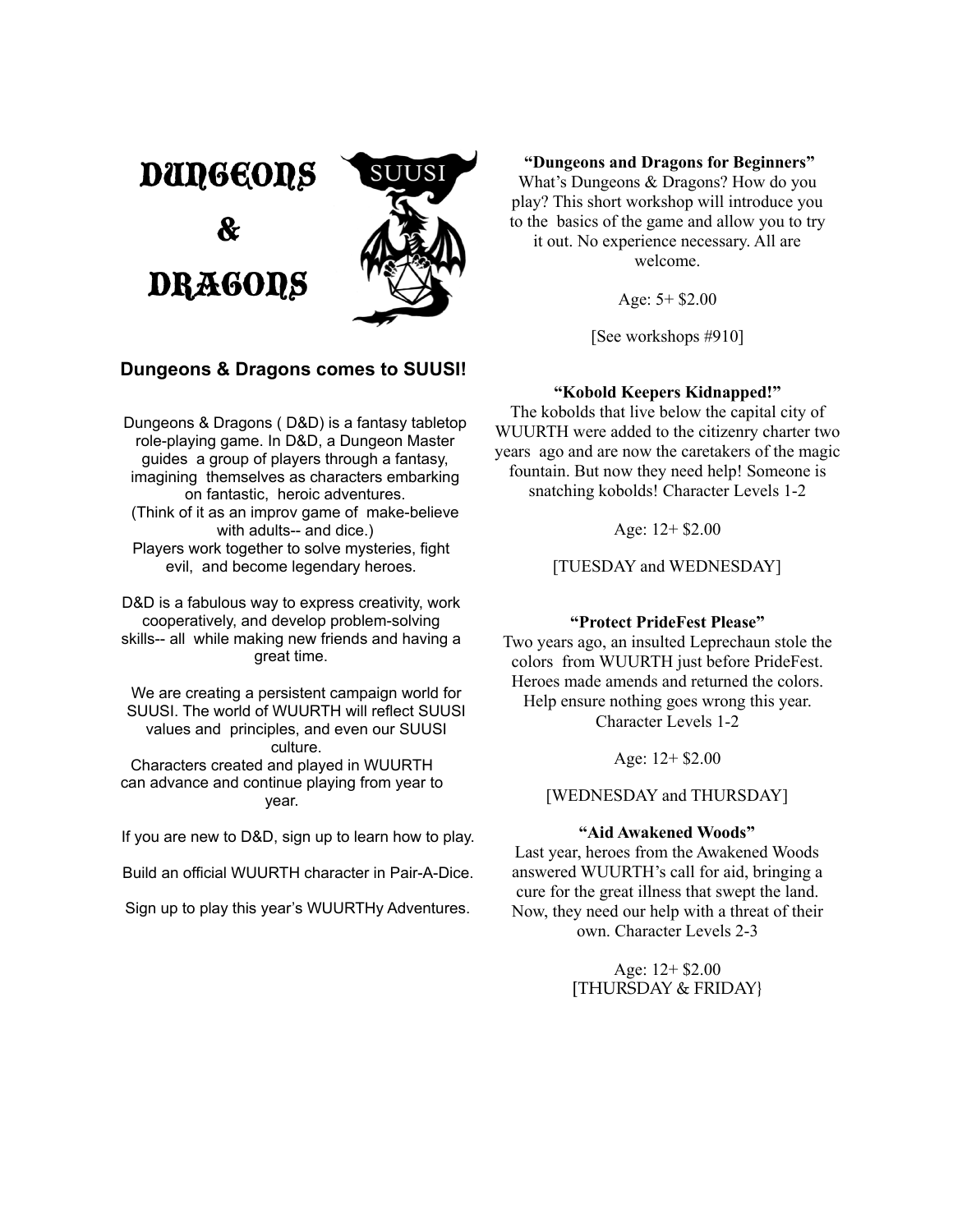# Dungeons & Dragons

SUUSI

## Dungeons & Dragons comes to SUUSI!

Dungeons & Dragons ( D&D) is a fantasy tabletop role-playing game. In D&D, a Dungeon Master guides a group of players through a fantasy, imagining themselves as characters embarking on fantastic, heroic adventures.
(Think of it as an improv game of make-believe with adults-- and dice.)
Players work together to solve mysteries, fight evil, and become legendary heroes.

D&D is a fabulous way to express creativity, work cooperatively, and develop problem-solving skills-- all while making new friends and having a great time.

We are creating a persistent campaign world for SUUSI. The world of WUURTH will reflect SUUSI values and principles, and even our SUUSI culture.
Characters created and played in WUURTH can advance and continue playing from year to year.

If you are new to D&D, sign up to learn how to play.

Build an official WUURTH character in Pair-A-Dice.

Sign up to play this year's WUURTHy Adventures.

**"Dungeons and Dragons for Beginners"**
What's Dungeons & Dragons? How do you play? This short workshop will introduce you to the basics of the game and allow you to try it out. No experience necessary. All are welcome.

Age: 5+ $2.00

[See workshops #910]

**"Kobold Keepers Kidnapped!"**
The kobolds that live below the capital city of WUURTH were added to the citizenry charter two years ago and are now the caretakers of the magic fountain. But now they need help! Someone is snatching kobolds! Character Levels 1-2

Age: 12+ $2.00

[TUESDAY and WEDNESDAY]

**"Protect PrideFest Please"**
Two years ago, an insulted Leprechaun stole the colors from WUURTH just before PrideFest. Heroes made amends and returned the colors. Help ensure nothing goes wrong this year. Character Levels 1-2

Age: 12+ $2.00

[WEDNESDAY and THURSDAY]

**"Aid Awakened Woods"**
Last year, heroes from the Awakened Woods answered WUURTH's call for aid, bringing a cure for the great illness that swept the land. Now, they need our help with a threat of their own. Character Levels 2-3

Age: 12+ $2.00
[THURSDAY & FRIDAY}